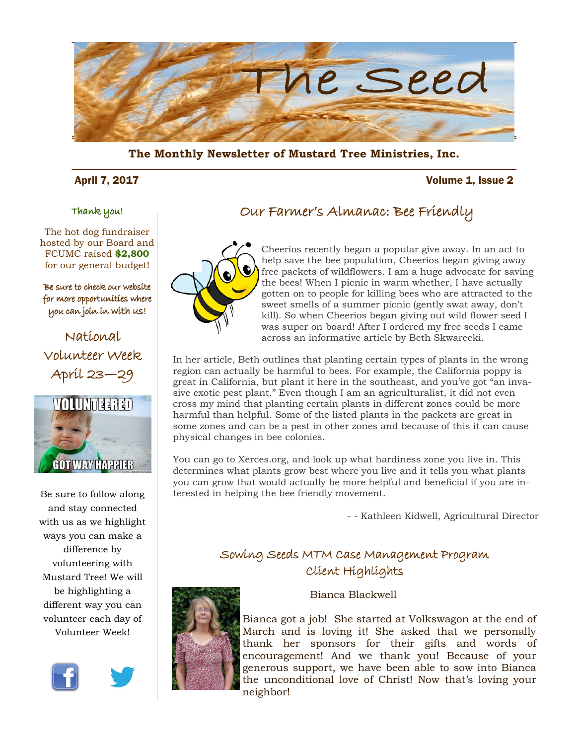# The Seed

**The Monthly Newsletter of Mustard Tree Ministries, Inc.**

April 7, 2017 Volume 1, Issue 2

### Thank you!

The hot dog fundraiser hosted by our Board and FCUMC raised **$2,800** for our general budget!

Be sure to check our website for more opportunities where you can join in with us!

### National Volunteer Week April 23—29

Be sure to follow along and stay connected with us as we highlight ways you can make a difference by volunteering with Mustard Tree! We will be highlighting a different way you can volunteer each day of Volunteer Week!

## Our Farmer's Almanac: Bee Friendly

Cheerios recently began a popular give away. In an act to help save the bee population, Cheerios began giving away free packets of wildflowers. I am a huge advocate for saving the bees! When I picnic in warm whether, I have actually gotten on to people for killing bees who are attracted to the sweet smells of a summer picnic (gently swat away, don't kill). So when Cheerios began giving out wild flower seed I was super on board! After I ordered my free seeds I came across an informative article by Beth Skwarecki.

In her article, Beth outlines that planting certain types of plants in the wrong region can actually be harmful to bees. For example, the California poppy is great in California, but plant it here in the southeast, and you've got "an invasive exotic pest plant." Even though I am an agriculturalist, it did not even cross my mind that planting certain plants in different zones could be more harmful than helpful. Some of the listed plants in the packets are great in some zones and can be a pest in other zones and because of this it can cause physical changes in bee colonies.

You can go to Xerces.org, and look up what hardiness zone you live in. This determines what plants grow best where you live and it tells you what plants you can grow that would actually be more helpful and beneficial if you are interested in helping the bee friendly movement.

- - Kathleen Kidwell, Agricultural Director

## Sowing Seeds MTM Case Management Program Client Highlights

Bianca Blackwell

Bianca got a job! She started at Volkswagon at the end of March and is loving it! She asked that we personally thank her sponsors for their gifts and words of encouragement! And we thank you! Because of your generous support, we have been able to sow into Bianca the unconditional love of Christ! Now that's loving your neighbor!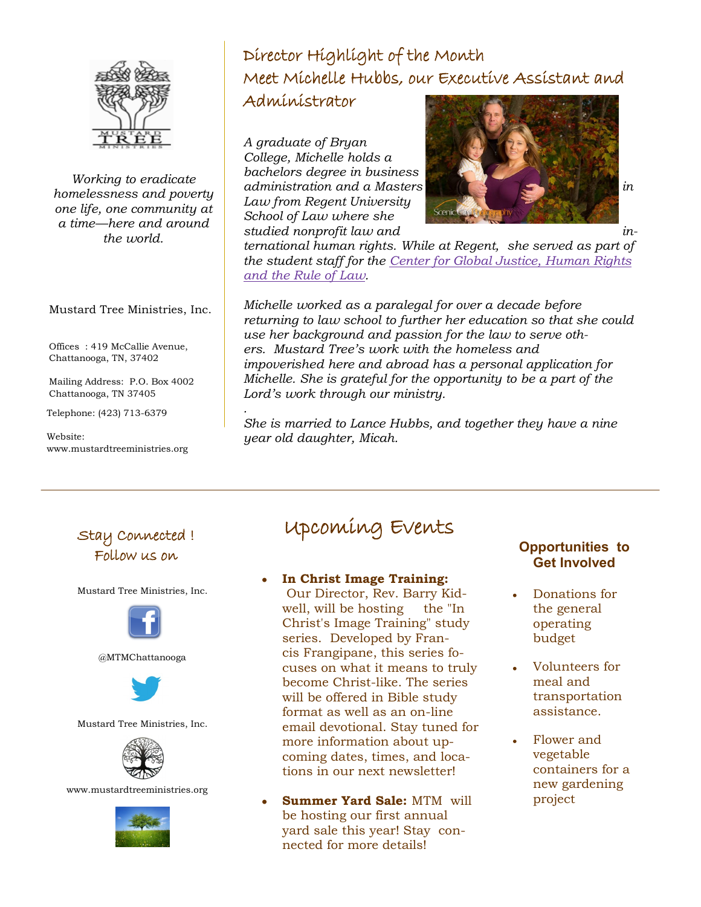Working to eradicate homelessness and poverty one life, one community at a time—here and around the world.

Mustard Tree Ministries, Inc.

Offices : 419 McCallie Avenue, Chattanooga, TN, 37402

Mailing Address: P.O. Box 4002 Chattanooga, TN 37405

Telephone: (423) 713-6379

Website: www.mustardtreeministries.org

## Director Highlight of the Month
## Meet Michelle Hubbs, our Executive Assistant and Administrator

*A graduate of Bryan College, Michelle holds a bachelors degree in business administration and a Masters in Law from Regent University School of Law where she studied nonprofit law and international human rights. While at Regent, she served as part of the student staff for the [Center for Global Justice, Human Rights and the Rule of Law].*

*Michelle worked as a paralegal for over a decade before returning to law school to further her education so that she could use her background and passion for the law to serve others. Mustard Tree's work with the homeless and impoverished here and abroad has a personal application for Michelle. She is grateful for the opportunity to be a part of the Lord's work through our ministry.*

*She is married to Lance Hubbs, and together they have a nine year old daughter, Micah.*

---

## Stay Connected ! Follow us on

Mustard Tree Ministries, Inc.

@MTMChattanooga

Mustard Tree Ministries, Inc.

www.mustardtreeministries.org

# Upcoming Events

- **In Christ Image Training:** Our Director, Rev. Barry Kidwell, will be hosting the "In Christ's Image Training" study series. Developed by Francis Frangipane, this series focuses on what it means to truly become Christ-like. The series will be offered in Bible study format as well as an on-line email devotional. Stay tuned for more information about upcoming dates, times, and locations in our next newsletter!
- **Summer Yard Sale:** MTM will be hosting our first annual yard sale this year! Stay connected for more details!

### Opportunities to Get Involved

- Donations for the general operating budget
- Volunteers for meal and transportation assistance.
- Flower and vegetable containers for a new gardening project